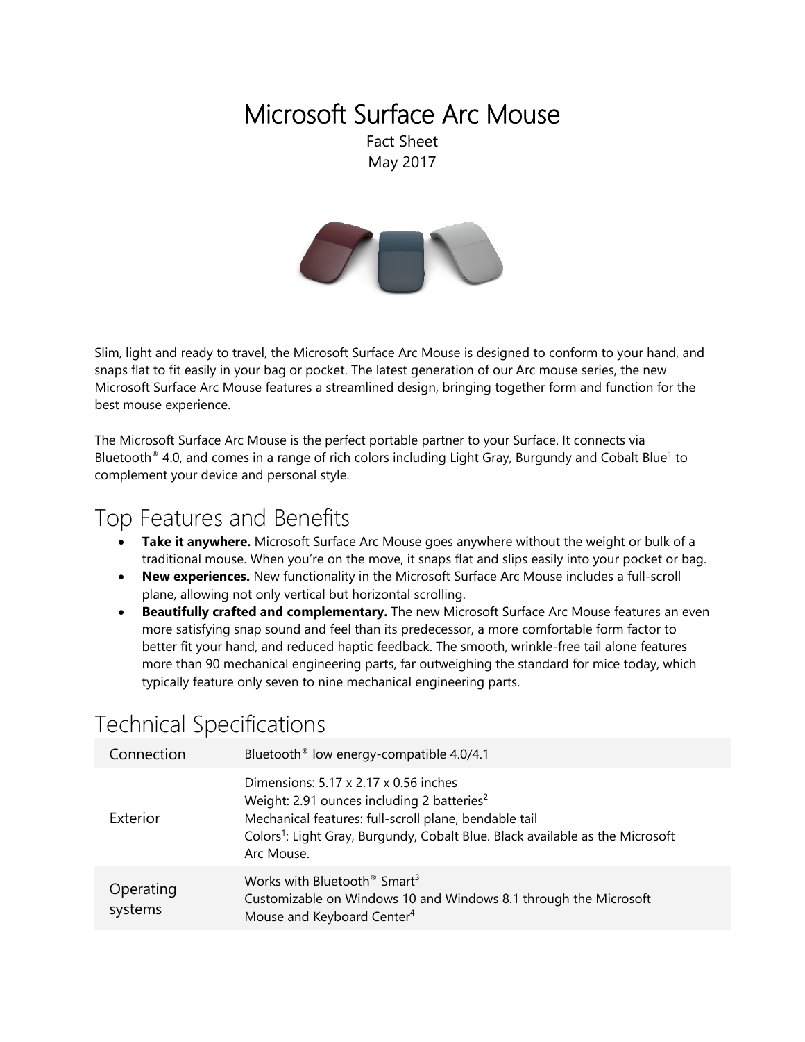# Microsoft Surface Arc Mouse

Fact Sheet
May 2017

Slim, light and ready to travel, the Microsoft Surface Arc Mouse is designed to conform to your hand, and snaps flat to fit easily in your bag or pocket. The latest generation of our Arc mouse series, the new Microsoft Surface Arc Mouse features a streamlined design, bringing together form and function for the best mouse experience.

The Microsoft Surface Arc Mouse is the perfect portable partner to your Surface. It connects via Bluetooth® 4.0, and comes in a range of rich colors including Light Gray, Burgundy and Cobalt Blue[1] to complement your device and personal style.

## Top Features and Benefits

- **Take it anywhere.** Microsoft Surface Arc Mouse goes anywhere without the weight or bulk of a traditional mouse. When you're on the move, it snaps flat and slips easily into your pocket or bag.
- **New experiences.** New functionality in the Microsoft Surface Arc Mouse includes a full-scroll plane, allowing not only vertical but horizontal scrolling.
- **Beautifully crafted and complementary.** The new Microsoft Surface Arc Mouse features an even more satisfying snap sound and feel than its predecessor, a more comfortable form factor to better fit your hand, and reduced haptic feedback. The smooth, wrinkle-free tail alone features more than 90 mechanical engineering parts, far outweighing the standard for mice today, which typically feature only seven to nine mechanical engineering parts.

## Technical Specifications

| | |
|---|---|
| Connection | Bluetooth® low energy-compatible 4.0/4.1 |
| Exterior | Dimensions: 5.17 x 2.17 x 0.56 inches<br>Weight: 2.91 ounces including 2 batteries[2]<br>Mechanical features: full-scroll plane, bendable tail<br>Colors[1]: Light Gray, Burgundy, Cobalt Blue. Black available as the Microsoft Arc Mouse. |
| Operating systems | Works with Bluetooth® Smart[3]<br>Customizable on Windows 10 and Windows 8.1 through the Microsoft Mouse and Keyboard Center[4] |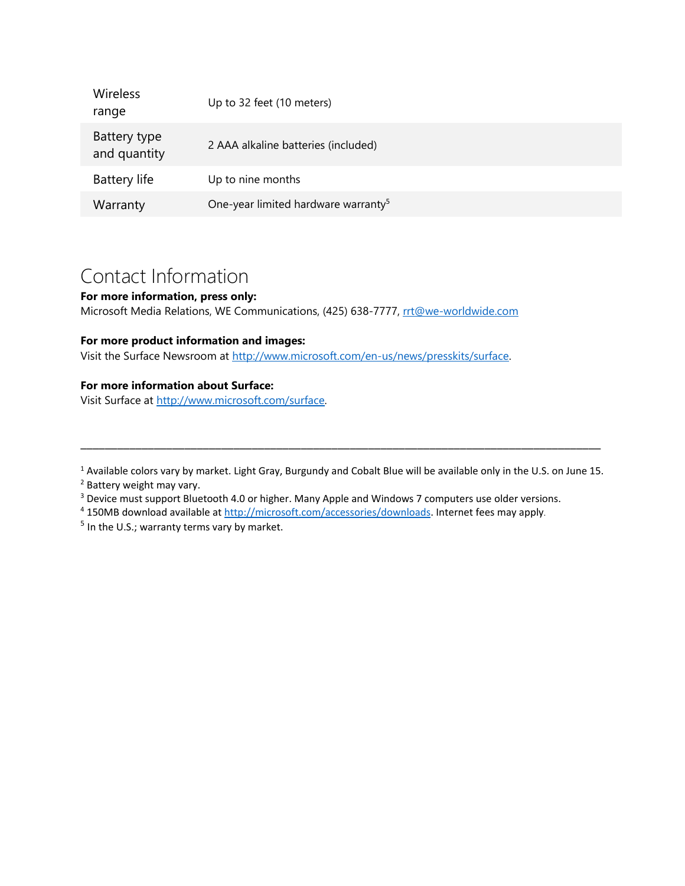| | |
|---|---|
| Wireless range | Up to 32 feet (10 meters) |
| Battery type and quantity | 2 AAA alkaline batteries (included) |
| Battery life | Up to nine months |
| Warranty | One-year limited hardware warranty[5] |

# Contact Information

**For more information, press only:**
Microsoft Media Relations, WE Communications, (425) 638-7777, rrt@we-worldwide.com

**For more product information and images:**
Visit the Surface Newsroom at http://www.microsoft.com/en-us/news/presskits/surface.

**For more information about Surface:**
Visit Surface at http://www.microsoft.com/surface.

---

[1] Available colors vary by market. Light Gray, Burgundy and Cobalt Blue will be available only in the U.S. on June 15.
[2] Battery weight may vary.
[3] Device must support Bluetooth 4.0 or higher. Many Apple and Windows 7 computers use older versions.
[4] 150MB download available at http://microsoft.com/accessories/downloads. Internet fees may apply.
[5] In the U.S.; warranty terms vary by market.